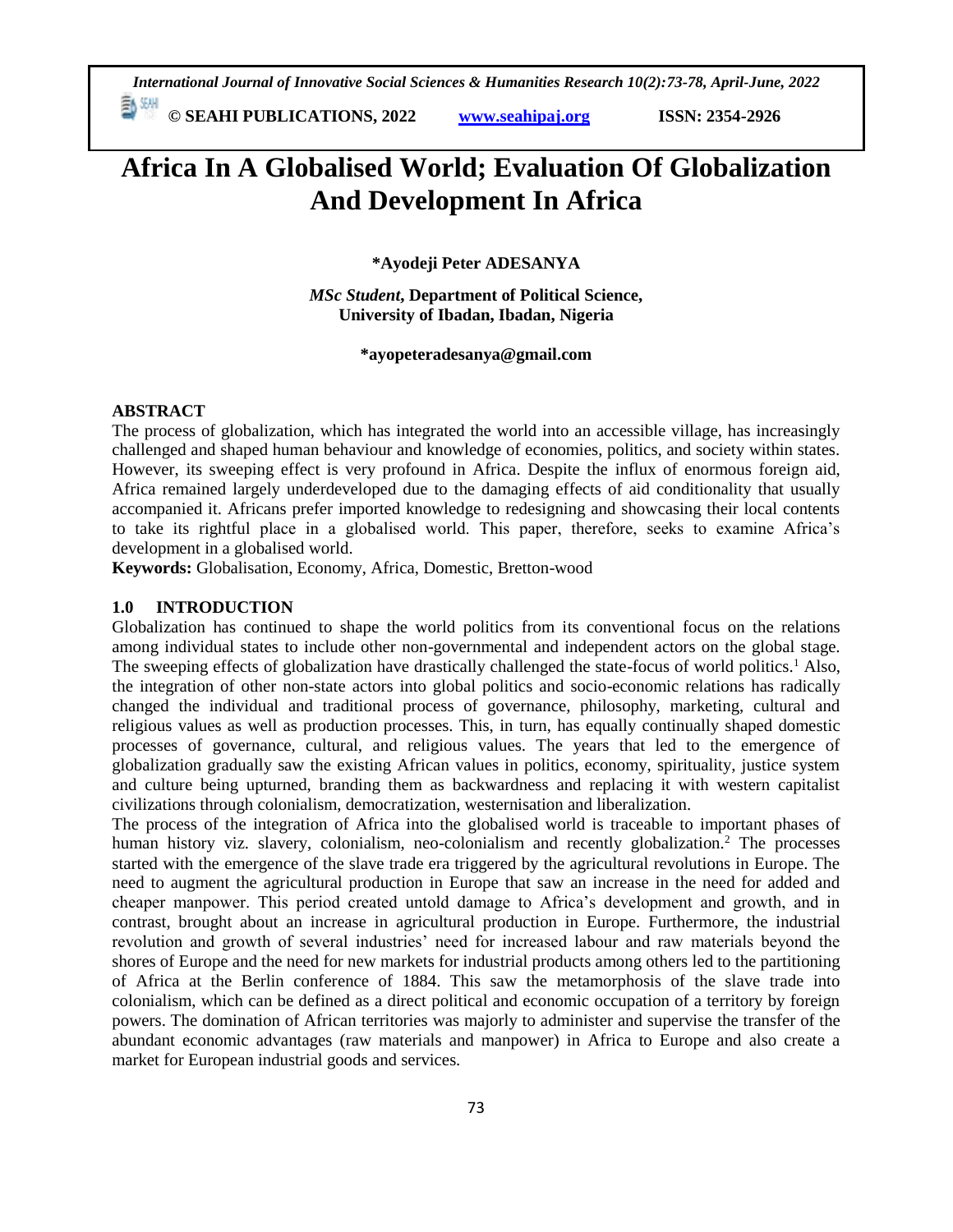# Africa In A Globalised World; Evaluation Of Globalization And Development In Africa

**\*Ayodeji Peter ADESANYA**

***MSc Student*, Department of Political Science, University of Ibadan, Ibadan, Nigeria**

**\*ayopeteradesanya@gmail.com**

## ABSTRACT

The process of globalization, which has integrated the world into an accessible village, has increasingly challenged and shaped human behaviour and knowledge of economies, politics, and society within states. However, its sweeping effect is very profound in Africa. Despite the influx of enormous foreign aid, Africa remained largely underdeveloped due to the damaging effects of aid conditionality that usually accompanied it. Africans prefer imported knowledge to redesigning and showcasing their local contents to take its rightful place in a globalised world. This paper, therefore, seeks to examine Africa's development in a globalised world.

**Keywords:** Globalisation, Economy, Africa, Domestic, Bretton-wood

## 1.0 INTRODUCTION

Globalization has continued to shape the world politics from its conventional focus on the relations among individual states to include other non-governmental and independent actors on the global stage. The sweeping effects of globalization have drastically challenged the state-focus of world politics.[1] Also, the integration of other non-state actors into global politics and socio-economic relations has radically changed the individual and traditional process of governance, philosophy, marketing, cultural and religious values as well as production processes. This, in turn, has equally continually shaped domestic processes of governance, cultural, and religious values. The years that led to the emergence of globalization gradually saw the existing African values in politics, economy, spirituality, justice system and culture being upturned, branding them as backwardness and replacing it with western capitalist civilizations through colonialism, democratization, westernisation and liberalization.

The process of the integration of Africa into the globalised world is traceable to important phases of human history viz. slavery, colonialism, neo-colonialism and recently globalization.[2] The processes started with the emergence of the slave trade era triggered by the agricultural revolutions in Europe. The need to augment the agricultural production in Europe that saw an increase in the need for added and cheaper manpower. This period created untold damage to Africa's development and growth, and in contrast, brought about an increase in agricultural production in Europe. Furthermore, the industrial revolution and growth of several industries' need for increased labour and raw materials beyond the shores of Europe and the need for new markets for industrial products among others led to the partitioning of Africa at the Berlin conference of 1884. This saw the metamorphosis of the slave trade into colonialism, which can be defined as a direct political and economic occupation of a territory by foreign powers. The domination of African territories was majorly to administer and supervise the transfer of the abundant economic advantages (raw materials and manpower) in Africa to Europe and also create a market for European industrial goods and services.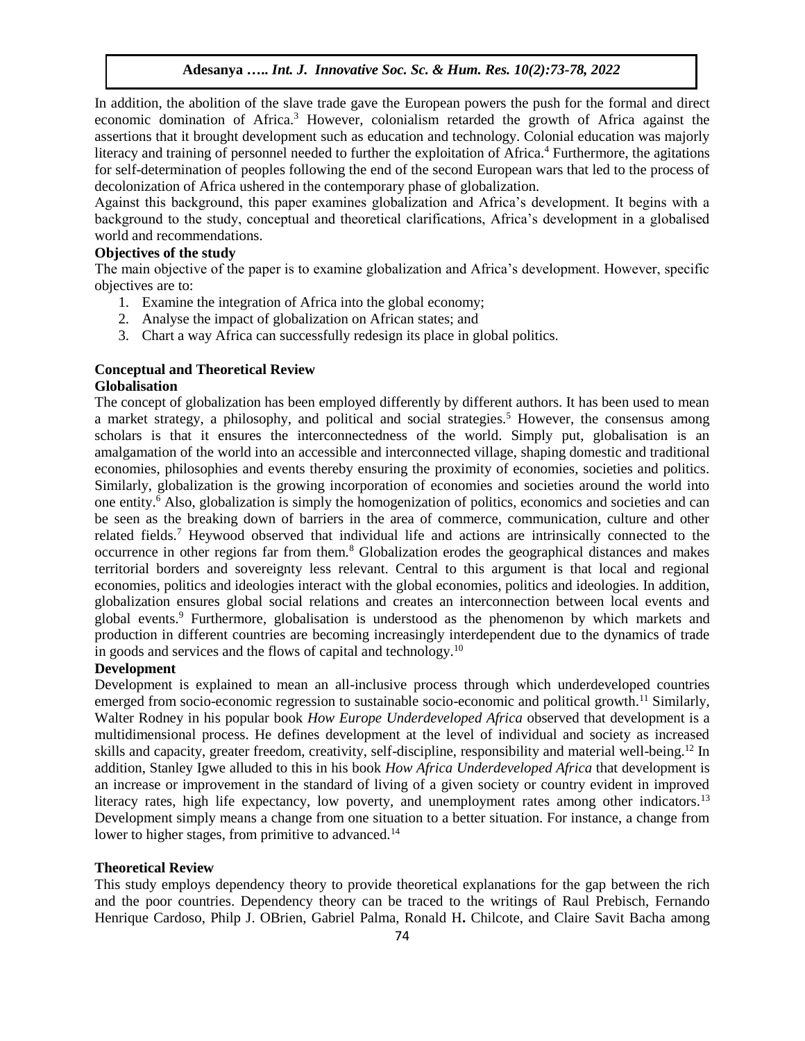In addition, the abolition of the slave trade gave the European powers the push for the formal and direct economic domination of Africa.[3] However, colonialism retarded the growth of Africa against the assertions that it brought development such as education and technology. Colonial education was majorly literacy and training of personnel needed to further the exploitation of Africa.[4] Furthermore, the agitations for self-determination of peoples following the end of the second European wars that led to the process of decolonization of Africa ushered in the contemporary phase of globalization.

Against this background, this paper examines globalization and Africa's development. It begins with a background to the study, conceptual and theoretical clarifications, Africa's development in a globalised world and recommendations.

### Objectives of the study

The main objective of the paper is to examine globalization and Africa's development. However, specific objectives are to:

1. Examine the integration of Africa into the global economy;
2. Analyse the impact of globalization on African states; and
3. Chart a way Africa can successfully redesign its place in global politics.

## Conceptual and Theoretical Review

### Globalisation

The concept of globalization has been employed differently by different authors. It has been used to mean a market strategy, a philosophy, and political and social strategies.[5] However, the consensus among scholars is that it ensures the interconnectedness of the world. Simply put, globalisation is an amalgamation of the world into an accessible and interconnected village, shaping domestic and traditional economies, philosophies and events thereby ensuring the proximity of economies, societies and politics. Similarly, globalization is the growing incorporation of economies and societies around the world into one entity.[6] Also, globalization is simply the homogenization of politics, economics and societies and can be seen as the breaking down of barriers in the area of commerce, communication, culture and other related fields.[7] Heywood observed that individual life and actions are intrinsically connected to the occurrence in other regions far from them.[8] Globalization erodes the geographical distances and makes territorial borders and sovereignty less relevant. Central to this argument is that local and regional economies, politics and ideologies interact with the global economies, politics and ideologies. In addition, globalization ensures global social relations and creates an interconnection between local events and global events.[9] Furthermore, globalisation is understood as the phenomenon by which markets and production in different countries are becoming increasingly interdependent due to the dynamics of trade in goods and services and the flows of capital and technology.[10]

### Development

Development is explained to mean an all-inclusive process through which underdeveloped countries emerged from socio-economic regression to sustainable socio-economic and political growth.[11] Similarly, Walter Rodney in his popular book *How Europe Underdeveloped Africa* observed that development is a multidimensional process. He defines development at the level of individual and society as increased skills and capacity, greater freedom, creativity, self-discipline, responsibility and material well-being.[12] In addition, Stanley Igwe alluded to this in his book *How Africa Underdeveloped Africa* that development is an increase or improvement in the standard of living of a given society or country evident in improved literacy rates, high life expectancy, low poverty, and unemployment rates among other indicators.[13] Development simply means a change from one situation to a better situation. For instance, a change from lower to higher stages, from primitive to advanced.[14]

### Theoretical Review

This study employs dependency theory to provide theoretical explanations for the gap between the rich and the poor countries. Dependency theory can be traced to the writings of Raul Prebisch, Fernando Henrique Cardoso, Philp J. OBrien, Gabriel Palma, Ronald H. Chilcote, and Claire Savit Bacha among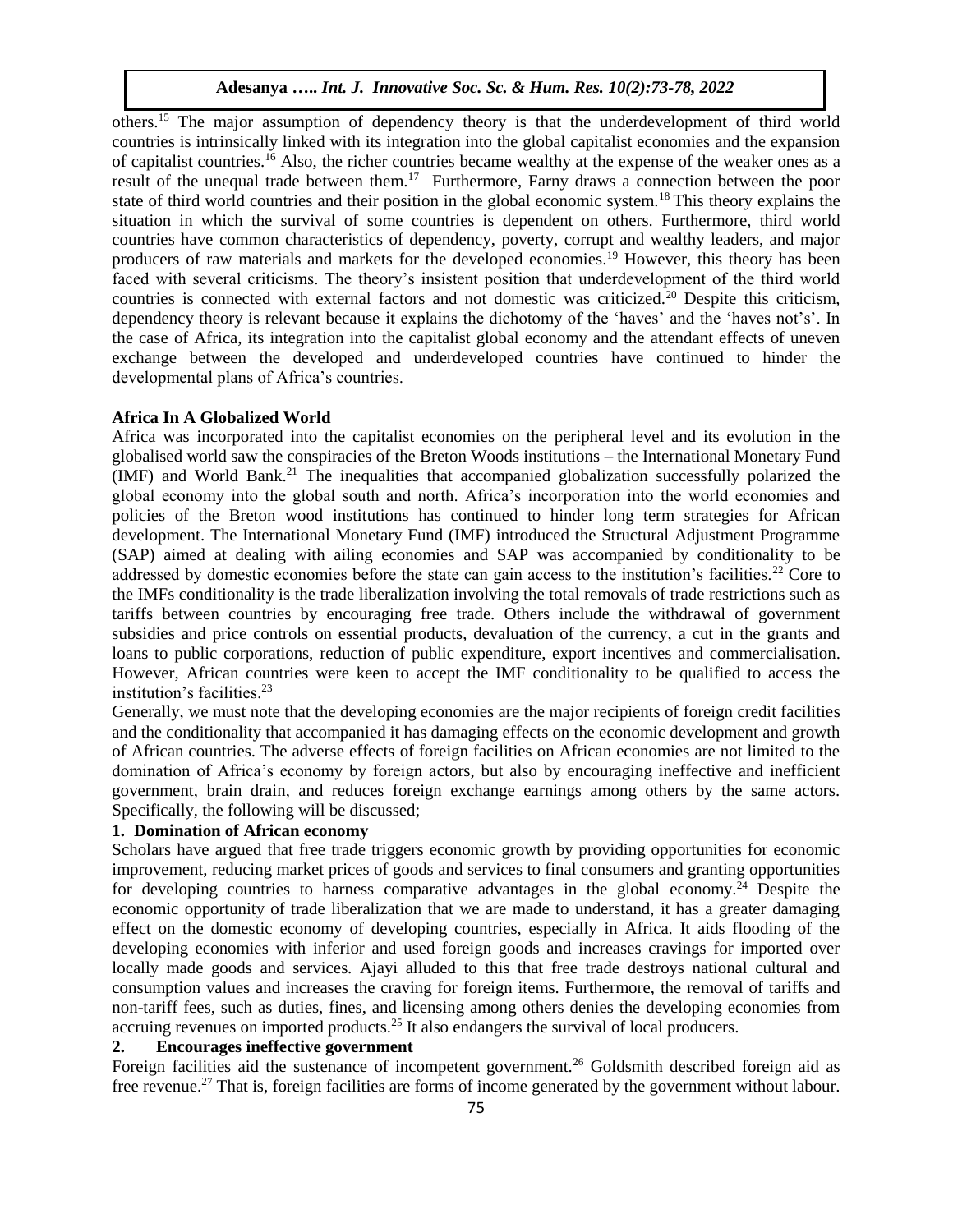others.[15] The major assumption of dependency theory is that the underdevelopment of third world countries is intrinsically linked with its integration into the global capitalist economies and the expansion of capitalist countries.[16] Also, the richer countries became wealthy at the expense of the weaker ones as a result of the unequal trade between them.[17] Furthermore, Farny draws a connection between the poor state of third world countries and their position in the global economic system.[18] This theory explains the situation in which the survival of some countries is dependent on others. Furthermore, third world countries have common characteristics of dependency, poverty, corrupt and wealthy leaders, and major producers of raw materials and markets for the developed economies.[19] However, this theory has been faced with several criticisms. The theory's insistent position that underdevelopment of the third world countries is connected with external factors and not domestic was criticized.[20] Despite this criticism, dependency theory is relevant because it explains the dichotomy of the 'haves' and the 'haves not's'. In the case of Africa, its integration into the capitalist global economy and the attendant effects of uneven exchange between the developed and underdeveloped countries have continued to hinder the developmental plans of Africa's countries.

## Africa In A Globalized World

Africa was incorporated into the capitalist economies on the peripheral level and its evolution in the globalised world saw the conspiracies of the Breton Woods institutions – the International Monetary Fund (IMF) and World Bank.[21] The inequalities that accompanied globalization successfully polarized the global economy into the global south and north. Africa's incorporation into the world economies and policies of the Breton wood institutions has continued to hinder long term strategies for African development. The International Monetary Fund (IMF) introduced the Structural Adjustment Programme (SAP) aimed at dealing with ailing economies and SAP was accompanied by conditionality to be addressed by domestic economies before the state can gain access to the institution's facilities.[22] Core to the IMFs conditionality is the trade liberalization involving the total removals of trade restrictions such as tariffs between countries by encouraging free trade. Others include the withdrawal of government subsidies and price controls on essential products, devaluation of the currency, a cut in the grants and loans to public corporations, reduction of public expenditure, export incentives and commercialisation. However, African countries were keen to accept the IMF conditionality to be qualified to access the institution's facilities.[23]

Generally, we must note that the developing economies are the major recipients of foreign credit facilities and the conditionality that accompanied it has damaging effects on the economic development and growth of African countries. The adverse effects of foreign facilities on African economies are not limited to the domination of Africa's economy by foreign actors, but also by encouraging ineffective and inefficient government, brain drain, and reduces foreign exchange earnings among others by the same actors. Specifically, the following will be discussed;

### 1. Domination of African economy

Scholars have argued that free trade triggers economic growth by providing opportunities for economic improvement, reducing market prices of goods and services to final consumers and granting opportunities for developing countries to harness comparative advantages in the global economy.[24] Despite the economic opportunity of trade liberalization that we are made to understand, it has a greater damaging effect on the domestic economy of developing countries, especially in Africa. It aids flooding of the developing economies with inferior and used foreign goods and increases cravings for imported over locally made goods and services. Ajayi alluded to this that free trade destroys national cultural and consumption values and increases the craving for foreign items. Furthermore, the removal of tariffs and non-tariff fees, such as duties, fines, and licensing among others denies the developing economies from accruing revenues on imported products.[25] It also endangers the survival of local producers.

### 2. Encourages ineffective government

Foreign facilities aid the sustenance of incompetent government.[26] Goldsmith described foreign aid as free revenue.[27] That is, foreign facilities are forms of income generated by the government without labour.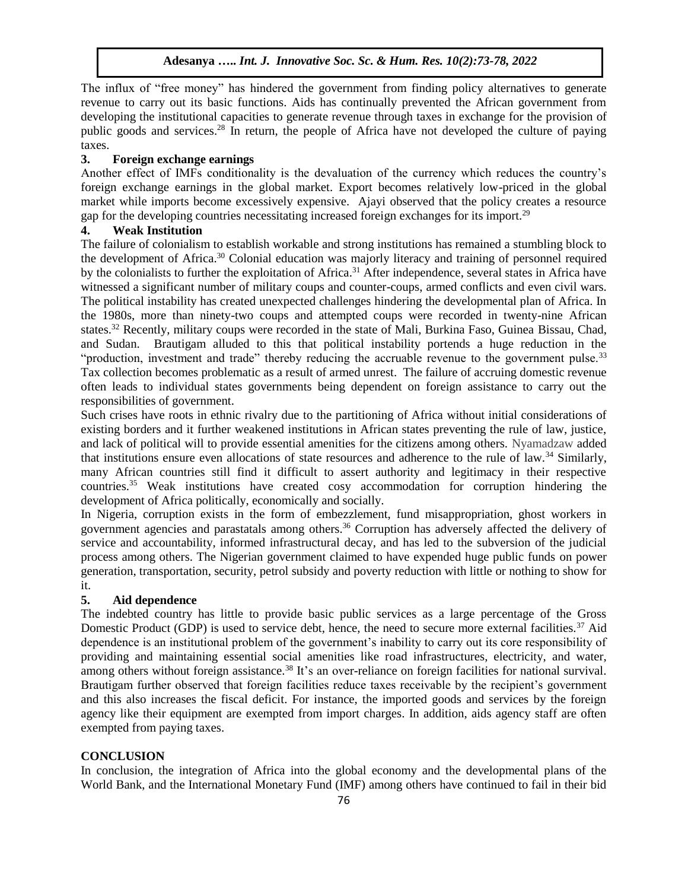The influx of "free money" has hindered the government from finding policy alternatives to generate revenue to carry out its basic functions. Aids has continually prevented the African government from developing the institutional capacities to generate revenue through taxes in exchange for the provision of public goods and services.[28] In return, the people of Africa have not developed the culture of paying taxes.

### 3. Foreign exchange earnings

Another effect of IMFs conditionality is the devaluation of the currency which reduces the country's foreign exchange earnings in the global market. Export becomes relatively low-priced in the global market while imports become excessively expensive. Ajayi observed that the policy creates a resource gap for the developing countries necessitating increased foreign exchanges for its import.[29]

### 4. Weak Institution

The failure of colonialism to establish workable and strong institutions has remained a stumbling block to the development of Africa.[30] Colonial education was majorly literacy and training of personnel required by the colonialists to further the exploitation of Africa.[31] After independence, several states in Africa have witnessed a significant number of military coups and counter-coups, armed conflicts and even civil wars. The political instability has created unexpected challenges hindering the developmental plan of Africa. In the 1980s, more than ninety-two coups and attempted coups were recorded in twenty-nine African states.[32] Recently, military coups were recorded in the state of Mali, Burkina Faso, Guinea Bissau, Chad, and Sudan. Brautigam alluded to this that political instability portends a huge reduction in the "production, investment and trade" thereby reducing the accruable revenue to the government pulse.[33] Tax collection becomes problematic as a result of armed unrest. The failure of accruing domestic revenue often leads to individual states governments being dependent on foreign assistance to carry out the responsibilities of government.

Such crises have roots in ethnic rivalry due to the partitioning of Africa without initial considerations of existing borders and it further weakened institutions in African states preventing the rule of law, justice, and lack of political will to provide essential amenities for the citizens among others. Nyamadzaw added that institutions ensure even allocations of state resources and adherence to the rule of law.[34] Similarly, many African countries still find it difficult to assert authority and legitimacy in their respective countries.[35] Weak institutions have created cosy accommodation for corruption hindering the development of Africa politically, economically and socially.

In Nigeria, corruption exists in the form of embezzlement, fund misappropriation, ghost workers in government agencies and parastatals among others.[36] Corruption has adversely affected the delivery of service and accountability, informed infrastructural decay, and has led to the subversion of the judicial process among others. The Nigerian government claimed to have expended huge public funds on power generation, transportation, security, petrol subsidy and poverty reduction with little or nothing to show for it.

### 5. Aid dependence

The indebted country has little to provide basic public services as a large percentage of the Gross Domestic Product (GDP) is used to service debt, hence, the need to secure more external facilities.[37] Aid dependence is an institutional problem of the government's inability to carry out its core responsibility of providing and maintaining essential social amenities like road infrastructures, electricity, and water, among others without foreign assistance.[38] It's an over-reliance on foreign facilities for national survival. Brautigam further observed that foreign facilities reduce taxes receivable by the recipient's government and this also increases the fiscal deficit. For instance, the imported goods and services by the foreign agency like their equipment are exempted from import charges. In addition, aids agency staff are often exempted from paying taxes.

## CONCLUSION

In conclusion, the integration of Africa into the global economy and the developmental plans of the World Bank, and the International Monetary Fund (IMF) among others have continued to fail in their bid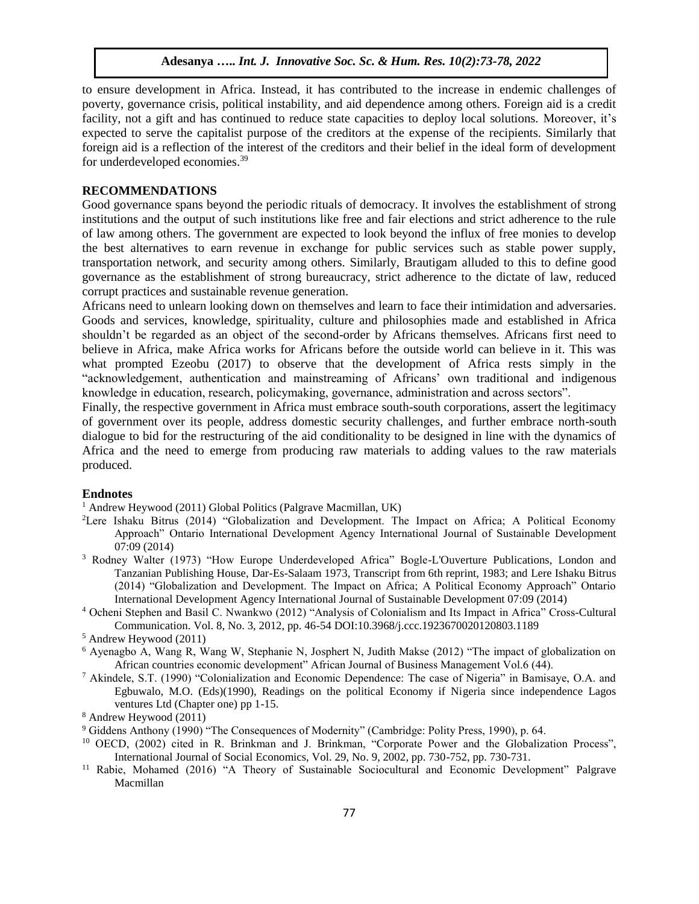to ensure development in Africa. Instead, it has contributed to the increase in endemic challenges of poverty, governance crisis, political instability, and aid dependence among others. Foreign aid is a credit facility, not a gift and has continued to reduce state capacities to deploy local solutions. Moreover, it's expected to serve the capitalist purpose of the creditors at the expense of the recipients. Similarly that foreign aid is a reflection of the interest of the creditors and their belief in the ideal form of development for underdeveloped economies.[39]

## RECOMMENDATIONS

Good governance spans beyond the periodic rituals of democracy. It involves the establishment of strong institutions and the output of such institutions like free and fair elections and strict adherence to the rule of law among others. The government are expected to look beyond the influx of free monies to develop the best alternatives to earn revenue in exchange for public services such as stable power supply, transportation network, and security among others. Similarly, Brautigam alluded to this to define good governance as the establishment of strong bureaucracy, strict adherence to the dictate of law, reduced corrupt practices and sustainable revenue generation.

Africans need to unlearn looking down on themselves and learn to face their intimidation and adversaries. Goods and services, knowledge, spirituality, culture and philosophies made and established in Africa shouldn't be regarded as an object of the second-order by Africans themselves. Africans first need to believe in Africa, make Africa works for Africans before the outside world can believe in it. This was what prompted Ezeobu (2017) to observe that the development of Africa rests simply in the "acknowledgement, authentication and mainstreaming of Africans' own traditional and indigenous knowledge in education, research, policymaking, governance, administration and across sectors".

Finally, the respective government in Africa must embrace south-south corporations, assert the legitimacy of government over its people, address domestic security challenges, and further embrace north-south dialogue to bid for the restructuring of the aid conditionality to be designed in line with the dynamics of Africa and the need to emerge from producing raw materials to adding values to the raw materials produced.

## Endnotes

[1] Andrew Heywood (2011) Global Politics (Palgrave Macmillan, UK)

[2] Lere Ishaku Bitrus (2014) "Globalization and Development. The Impact on Africa; A Political Economy Approach" Ontario International Development Agency International Journal of Sustainable Development 07:09 (2014)

[3] Rodney Walter (1973) "How Europe Underdeveloped Africa" Bogle-L'Ouverture Publications, London and Tanzanian Publishing House, Dar-Es-Salaam 1973, Transcript from 6th reprint, 1983; and Lere Ishaku Bitrus (2014) "Globalization and Development. The Impact on Africa; A Political Economy Approach" Ontario International Development Agency International Journal of Sustainable Development 07:09 (2014)

[4] Ocheni Stephen and Basil C. Nwankwo (2012) "Analysis of Colonialism and Its Impact in Africa" Cross-Cultural Communication. Vol. 8, No. 3, 2012, pp. 46-54 DOI:10.3968/j.ccc.1923670020120803.1189

[5] Andrew Heywood (2011)

[6] Ayenagbo A, Wang R, Wang W, Stephanie N, Josphert N, Judith Makse (2012) "The impact of globalization on African countries economic development" African Journal of Business Management Vol.6 (44).

[7] Akindele, S.T. (1990) "Colonialization and Economic Dependence: The case of Nigeria" in Bamisaye, O.A. and Egbuwalo, M.O. (Eds)(1990), Readings on the political Economy if Nigeria since independence Lagos ventures Ltd (Chapter one) pp 1-15.

[8] Andrew Heywood (2011)

[9] Giddens Anthony (1990) "The Consequences of Modernity" (Cambridge: Polity Press, 1990), p. 64.

[10] OECD, (2002) cited in R. Brinkman and J. Brinkman, "Corporate Power and the Globalization Process", International Journal of Social Economics, Vol. 29, No. 9, 2002, pp. 730-752, pp. 730-731.

[11] Rabie, Mohamed (2016) "A Theory of Sustainable Sociocultural and Economic Development" Palgrave Macmillan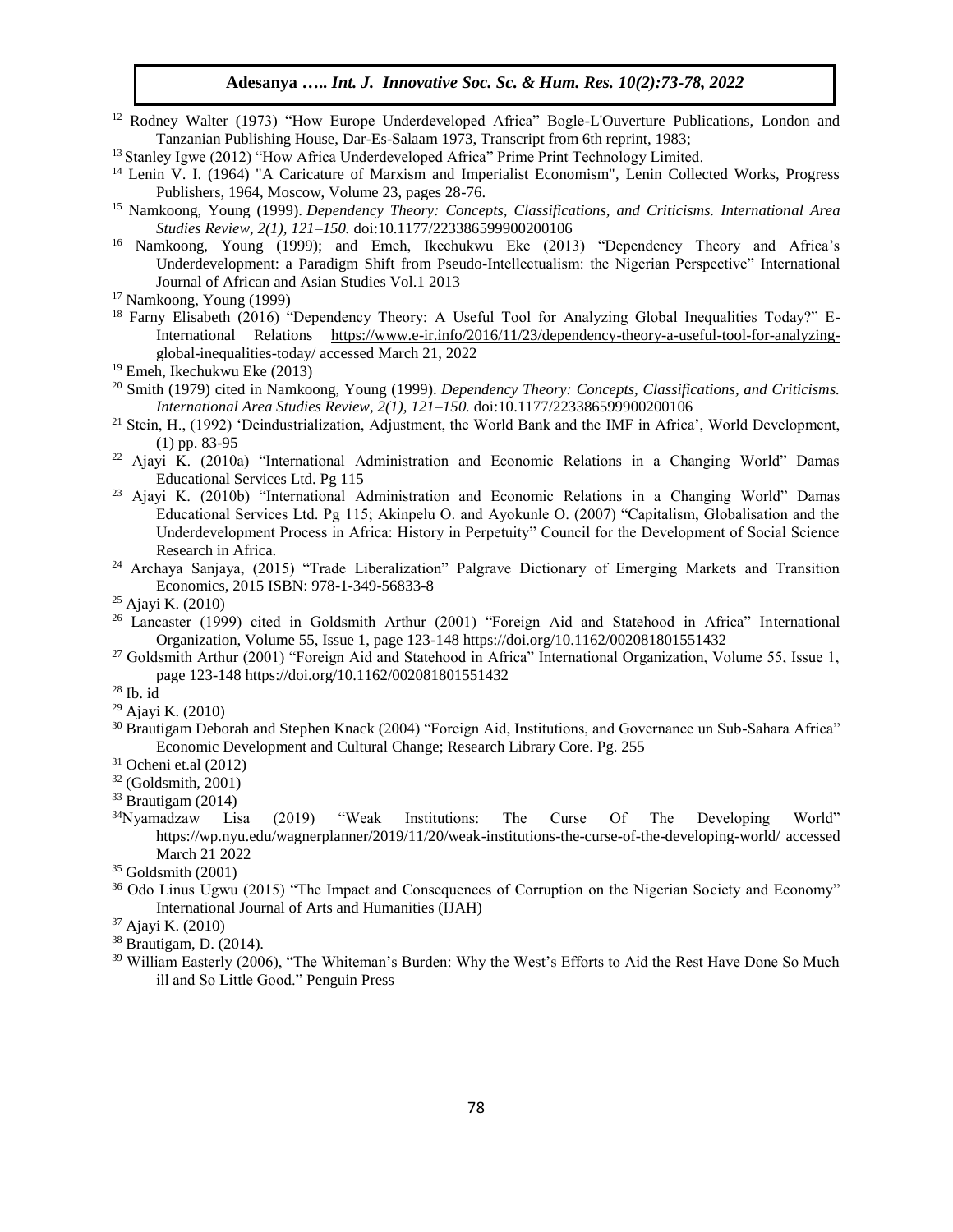[12] Rodney Walter (1973) "How Europe Underdeveloped Africa" Bogle-L'Ouverture Publications, London and Tanzanian Publishing House, Dar-Es-Salaam 1973, Transcript from 6th reprint, 1983;

[13] Stanley Igwe (2012) "How Africa Underdeveloped Africa" Prime Print Technology Limited.

[14] Lenin V. I. (1964) "A Caricature of Marxism and Imperialist Economism", Lenin Collected Works, Progress Publishers, 1964, Moscow, Volume 23, pages 28-76.

[15] Namkoong, Young (1999). *Dependency Theory: Concepts, Classifications, and Criticisms. International Area Studies Review, 2(1), 121–150.* doi:10.1177/223386599900200106

[16] Namkoong, Young (1999); and Emeh, Ikechukwu Eke (2013) "Dependency Theory and Africa's Underdevelopment: a Paradigm Shift from Pseudo-Intellectualism: the Nigerian Perspective" International Journal of African and Asian Studies Vol.1 2013

[17] Namkoong, Young (1999)

[18] Farny Elisabeth (2016) "Dependency Theory: A Useful Tool for Analyzing Global Inequalities Today?" E-International Relations https://www.e-ir.info/2016/11/23/dependency-theory-a-useful-tool-for-analyzing-global-inequalities-today/ accessed March 21, 2022

[19] Emeh, Ikechukwu Eke (2013)

[20] Smith (1979) cited in Namkoong, Young (1999). *Dependency Theory: Concepts, Classifications, and Criticisms. International Area Studies Review, 2(1), 121–150.* doi:10.1177/223386599900200106

[21] Stein, H., (1992) 'Deindustrialization, Adjustment, the World Bank and the IMF in Africa', World Development, (1) pp. 83-95

[22] Ajayi K. (2010a) "International Administration and Economic Relations in a Changing World" Damas Educational Services Ltd. Pg 115

[23] Ajayi K. (2010b) "International Administration and Economic Relations in a Changing World" Damas Educational Services Ltd. Pg 115; Akinpelu O. and Ayokunle O. (2007) "Capitalism, Globalisation and the Underdevelopment Process in Africa: History in Perpetuity" Council for the Development of Social Science Research in Africa.

[24] Archaya Sanjaya, (2015) "Trade Liberalization" Palgrave Dictionary of Emerging Markets and Transition Economics, 2015 ISBN: 978-1-349-56833-8

[25] Ajayi K. (2010)

[26] Lancaster (1999) cited in Goldsmith Arthur (2001) "Foreign Aid and Statehood in Africa" International Organization, Volume 55, Issue 1, page 123-148 https://doi.org/10.1162/002081801551432

[27] Goldsmith Arthur (2001) "Foreign Aid and Statehood in Africa" International Organization, Volume 55, Issue 1, page 123-148 https://doi.org/10.1162/002081801551432

[28] Ib. id

[29] Ajayi K. (2010)

[30] Brautigam Deborah and Stephen Knack (2004) "Foreign Aid, Institutions, and Governance un Sub-Sahara Africa" Economic Development and Cultural Change; Research Library Core. Pg. 255

[31] Ocheni et.al (2012)

[32] (Goldsmith, 2001)

[33] Brautigam (2014)

[34] Nyamadzaw Lisa (2019) "Weak Institutions: The Curse Of The Developing World" https://wp.nyu.edu/wagnerplanner/2019/11/20/weak-institutions-the-curse-of-the-developing-world/ accessed March 21 2022

[35] Goldsmith (2001)

[36] Odo Linus Ugwu (2015) "The Impact and Consequences of Corruption on the Nigerian Society and Economy" International Journal of Arts and Humanities (IJAH)

[37] Ajayi K. (2010)

[38] Brautigam, D. (2014).

[39] William Easterly (2006), "The Whiteman's Burden: Why the West's Efforts to Aid the Rest Have Done So Much ill and So Little Good." Penguin Press